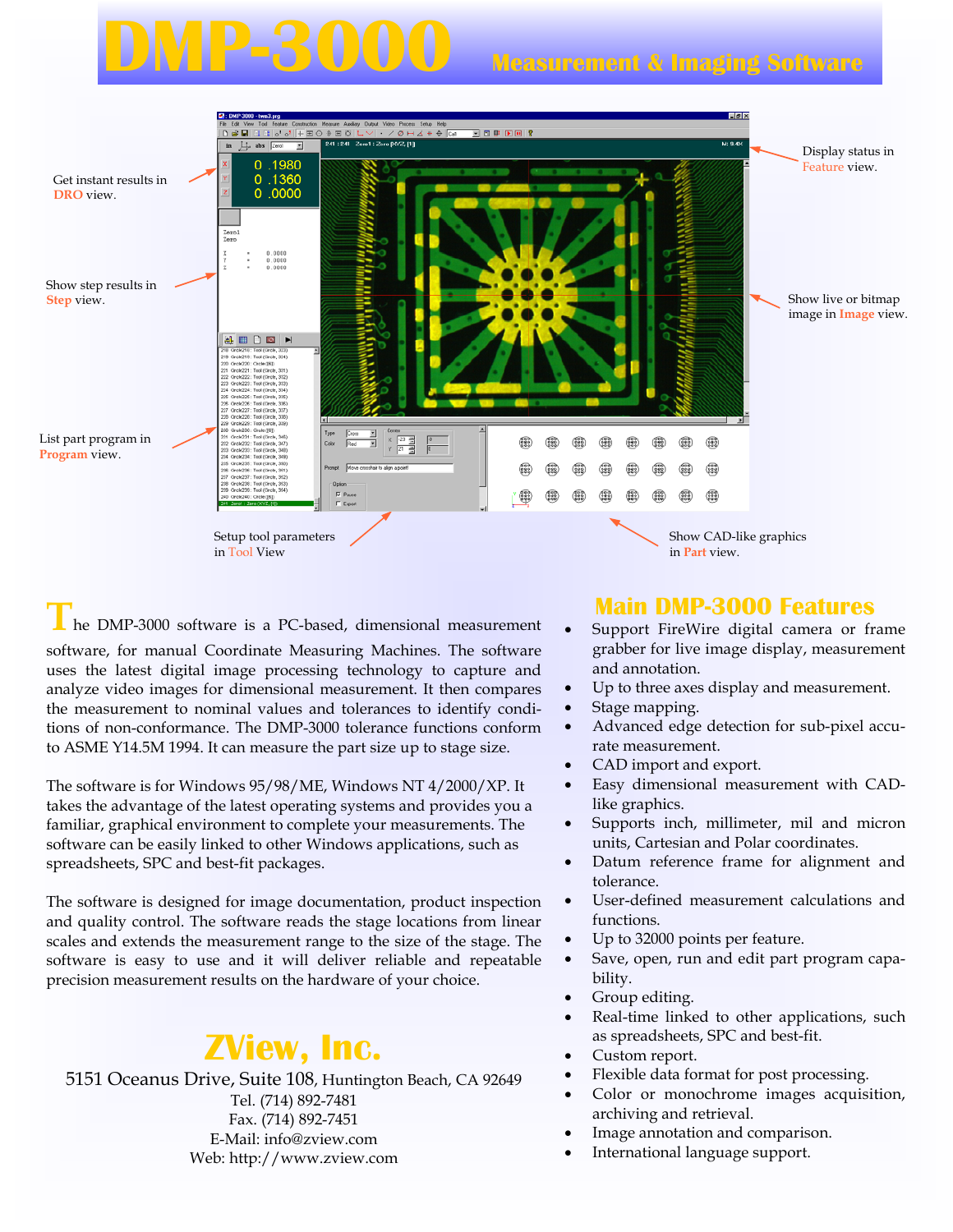# DMP-3000 Measurement & Imaging Software

Get instant results in **DRO** view.

Show step results in **Step** view.

List part program in **Program** view.

Setup tool parameters in **Tool** View

Show CAD-like graphics in **Part** view.

Display status in **Feature** view.

Show live or bitmap image in **Image** view.

The DMP-3000 software is a PC-based, dimensional measurement software, for manual Coordinate Measuring Machines. The software uses the latest digital image processing technology to capture and analyze video images for dimensional measurement. It then compares the measurement to nominal values and tolerances to identify conditions of non-conformance. The DMP-3000 tolerance functions conform to ASME Y14.5M 1994. It can measure the part size up to stage size.

The software is for Windows 95/98/ME, Windows NT 4/2000/XP. It takes the advantage of the latest operating systems and provides you a familiar, graphical environment to complete your measurements. The software can be easily linked to other Windows applications, such as spreadsheets, SPC and best-fit packages.

The software is designed for image documentation, product inspection and quality control. The software reads the stage locations from linear scales and extends the measurement range to the size of the stage. The software is easy to use and it will deliver reliable and repeatable precision measurement results on the hardware of your choice.

## ZView, Inc.

5151 Oceanus Drive, Suite 108, Huntington Beach, CA 92649
Tel. (714) 892-7481
Fax. (714) 892-7451
E-Mail: info@zview.com
Web: http://www.zview.com

## Main DMP-3000 Features

- Support FireWire digital camera or frame grabber for live image display, measurement and annotation.
- Up to three axes display and measurement.
- Stage mapping.
- Advanced edge detection for sub-pixel accurate measurement.
- CAD import and export.
- Easy dimensional measurement with CAD-like graphics.
- Supports inch, millimeter, mil and micron units, Cartesian and Polar coordinates.
- Datum reference frame for alignment and tolerance.
- User-defined measurement calculations and functions.
- Up to 32000 points per feature.
- Save, open, run and edit part program capability.
- Group editing.
- Real-time linked to other applications, such as spreadsheets, SPC and best-fit.
- Custom report.
- Flexible data format for post processing.
- Color or monochrome images acquisition, archiving and retrieval.
- Image annotation and comparison.
- International language support.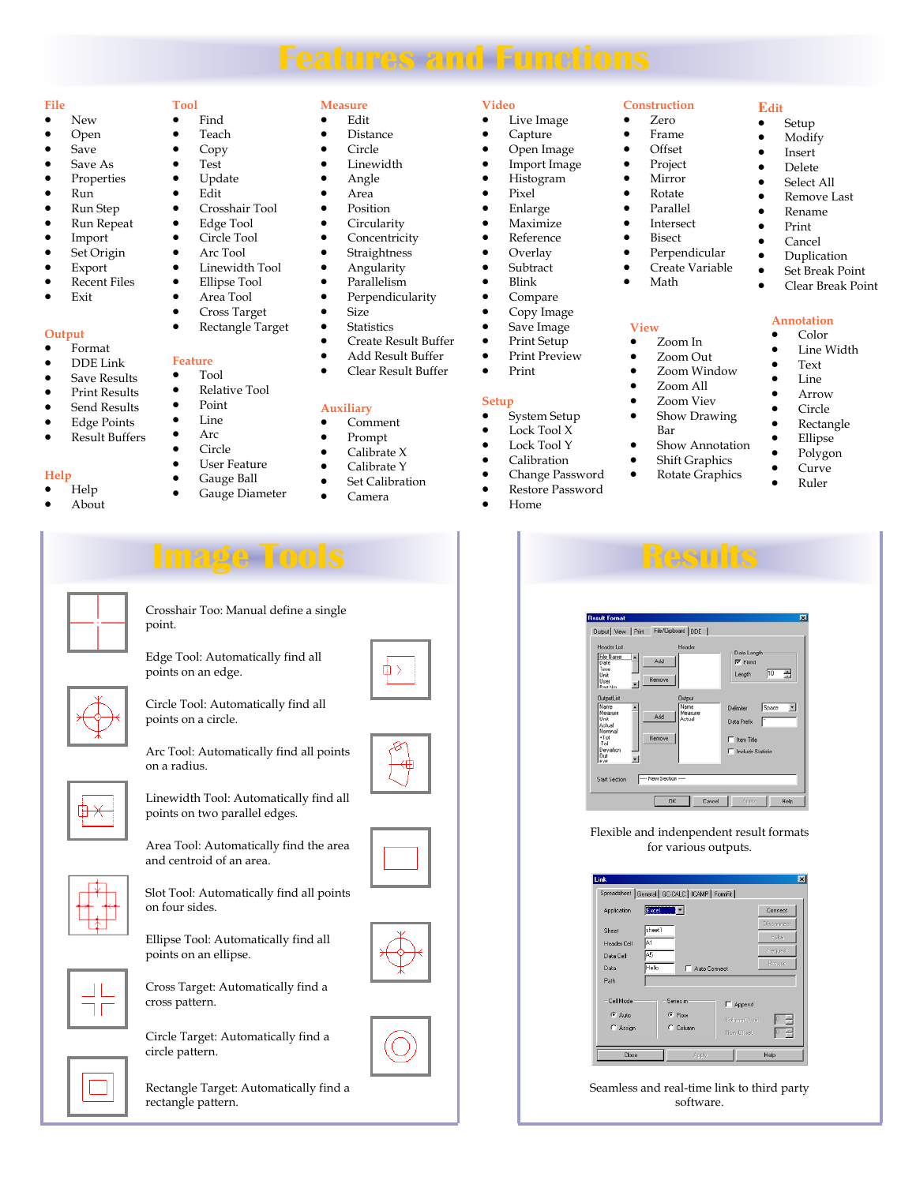# Features and Functions

### File
- New
- Open
- Save
- Save As
- Properties
- Run
- Run Step
- Run Repeat
- Import
- Set Origin
- Export
- Recent Files
- Exit

### Output
- Format
- DDE Link
- Save Results
- Print Results
- Send Results
- Edge Points
- Result Buffers

### Help
- Help
- About

### Tool
- Find
- Teach
- Copy
- Test
- Update
- Edit
- Crosshair Tool
- Edge Tool
- Circle Tool
- Arc Tool
- Linewidth Tool
- Ellipse Tool
- Area Tool
- Cross Target
- Rectangle Target

### Feature
- Tool
- Relative Tool
- Point
- Line
- Arc
- Circle
- User Feature
- Gauge Ball
- Gauge Diameter

### Measure
- Edit
- Distance
- Circle
- Linewidth
- Angle
- Area
- Position
- Circularity
- Concentricity
- Straightness
- Angularity
- Parallelism
- Perpendicularity
- Size
- Statistics
- Create Result Buffer
- Add Result Buffer
- Clear Result Buffer

### Auxiliary
- Comment
- Prompt
- Calibrate X
- Calibrate Y
- Set Calibration
- Camera

### Video
- Live Image
- Capture
- Open Image
- Import Image
- Histogram
- Pixel
- Enlarge
- Maximize
- Reference
- Overlay
- Subtract
- Blink
- Compare
- Copy Image
- Save Image
- Print Setup
- Print Preview
- Print

### Setup
- System Setup
- Lock Tool X
- Lock Tool Y
- Calibration
- Change Password
- Restore Password
- Home

### Construction
- Zero
- Frame
- Offset
- Project
- Mirror
- Rotate
- Parallel
- Intersect
- Bisect
- Perpendicular
- Create Variable
- Math

### View
- Zoom In
- Zoom Out
- Zoom Window
- Zoom All
- Zoom Viev
- Show Drawing Bar
- Show Annotation
- Shift Graphics
- Rotate Graphics

### Edit
- Setup
- Modify
- Insert
- Delete
- Select All
- Remove Last
- Rename
- Print
- Cancel
- Duplication
- Set Break Point
- Clear Break Point

### Annotation
- Color
- Line Width
- Text
- Line
- Arrow
- Circle
- Rectangle
- Ellipse
- Polygon
- Curve
- Ruler

# Image Tools

Crosshair Too: Manual define a single point.

Edge Tool: Automatically find all points on an edge.

Circle Tool: Automatically find all points on a circle.

Arc Tool: Automatically find all points on a radius.

Linewidth Tool: Automatically find all points on two parallel edges.

Area Tool: Automatically find the area and centroid of an area.

Slot Tool: Automatically find all points on four sides.

Ellipse Tool: Automatically find all points on an ellipse.

Cross Target: Automatically find a cross pattern.

Circle Target: Automatically find a circle pattern.

Rectangle Target: Automatically find a rectangle pattern.

# Results

Flexible and indenpendent result formats for various outputs.

Seamless and real-time link to third party software.